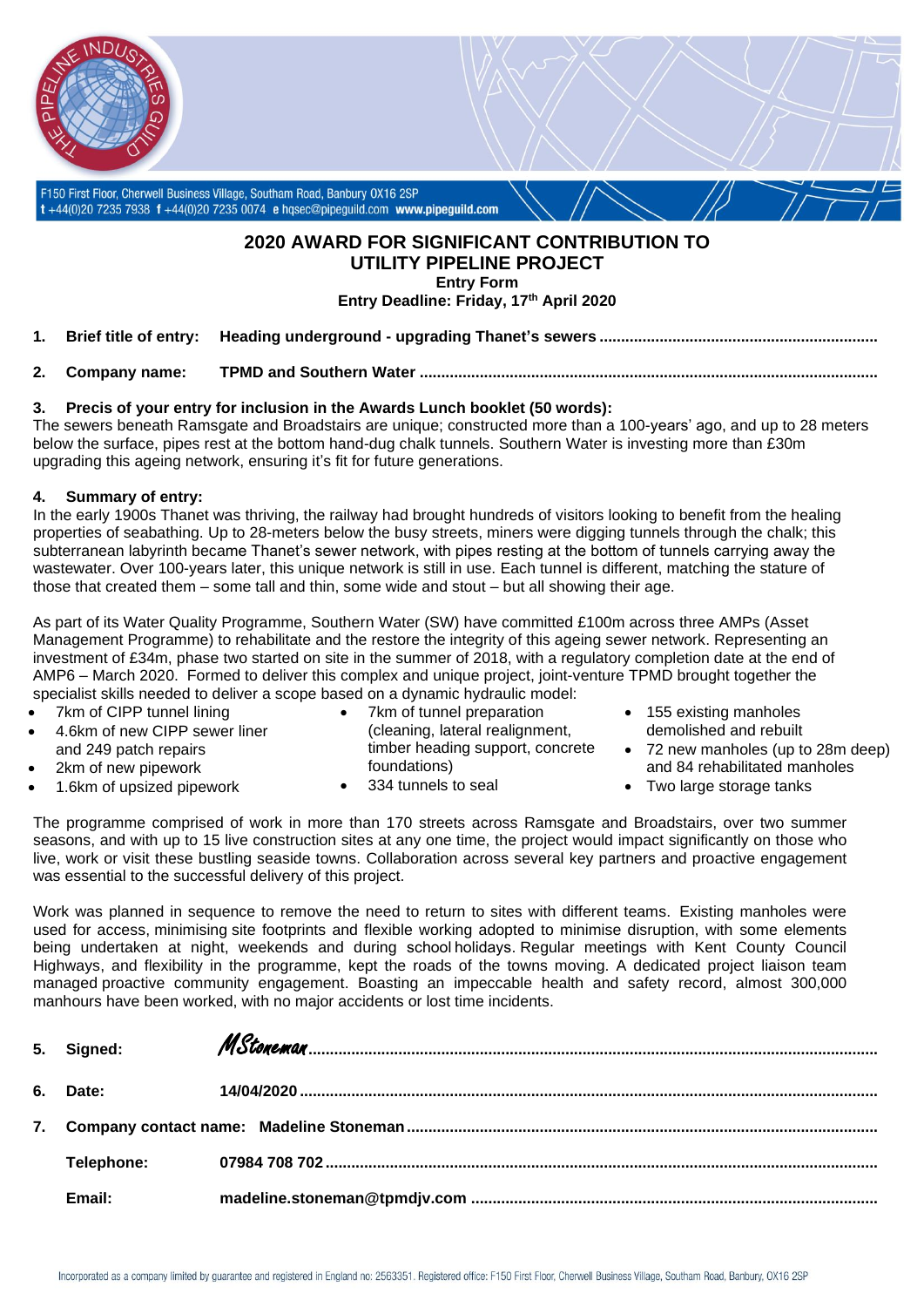F150 First Floor, Cherwell Business Village, Southam Road, Banbury OX16 2SP
t +44(0)20 7235 7938 f +44(0)20 7235 0074 e hqsec@pipeguild.com www.pipeguild.com

# 2020 AWARD FOR SIGNIFICANT CONTRIBUTION TO UTILITY PIPELINE PROJECT

**Entry Form**

**Entry Deadline: Friday, 17th April 2020**

1. **Brief title of entry:** **Heading underground - upgrading Thanet's sewers**

2. **Company name:** **TPMD and Southern Water**

3. **Precis of your entry for inclusion in the Awards Lunch booklet (50 words):**

The sewers beneath Ramsgate and Broadstairs are unique; constructed more than a 100-years' ago, and up to 28 meters below the surface, pipes rest at the bottom hand-dug chalk tunnels. Southern Water is investing more than £30m upgrading this ageing network, ensuring it's fit for future generations.

4. **Summary of entry:**

In the early 1900s Thanet was thriving, the railway had brought hundreds of visitors looking to benefit from the healing properties of seabathing. Up to 28-meters below the busy streets, miners were digging tunnels through the chalk; this subterranean labyrinth became Thanet's sewer network, with pipes resting at the bottom of tunnels carrying away the wastewater. Over 100-years later, this unique network is still in use. Each tunnel is different, matching the stature of those that created them – some tall and thin, some wide and stout – but all showing their age.

As part of its Water Quality Programme, Southern Water (SW) have committed £100m across three AMPs (Asset Management Programme) to rehabilitate and the restore the integrity of this ageing sewer network. Representing an investment of £34m, phase two started on site in the summer of 2018, with a regulatory completion date at the end of AMP6 – March 2020. Formed to deliver this complex and unique project, joint-venture TPMD brought together the specialist skills needed to deliver a scope based on a dynamic hydraulic model:

- 7km of CIPP tunnel lining
- 4.6km of new CIPP sewer liner and 249 patch repairs
- 2km of new pipework
- 1.6km of upsized pipework
- 7km of tunnel preparation (cleaning, lateral realignment, timber heading support, concrete foundations)
- 334 tunnels to seal
- 155 existing manholes demolished and rebuilt
- 72 new manholes (up to 28m deep) and 84 rehabilitated manholes
- Two large storage tanks

The programme comprised of work in more than 170 streets across Ramsgate and Broadstairs, over two summer seasons, and with up to 15 live construction sites at any one time, the project would impact significantly on those who live, work or visit these bustling seaside towns. Collaboration across several key partners and proactive engagement was essential to the successful delivery of this project.

Work was planned in sequence to remove the need to return to sites with different teams. Existing manholes were used for access, minimising site footprints and flexible working adopted to minimise disruption, with some elements being undertaken at night, weekends and during school holidays. Regular meetings with Kent County Council Highways, and flexibility in the programme, kept the roads of the towns moving. A dedicated project liaison team managed proactive community engagement. Boasting an impeccable health and safety record, almost 300,000 manhours have been worked, with no major accidents or lost time incidents.

5. **Signed:** *MStoneman*

6. **Date:** **14/04/2020**

7. **Company contact name:** **Madeline Stoneman**

   **Telephone:** **07984 708 702**

   **Email:** **madeline.stoneman@tpmdjv.com**

Incorporated as a company limited by guarantee and registered in England no: 2563351. Registered office: F150 First Floor, Cherwell Business Village, Southam Road, Banbury, OX16 2SP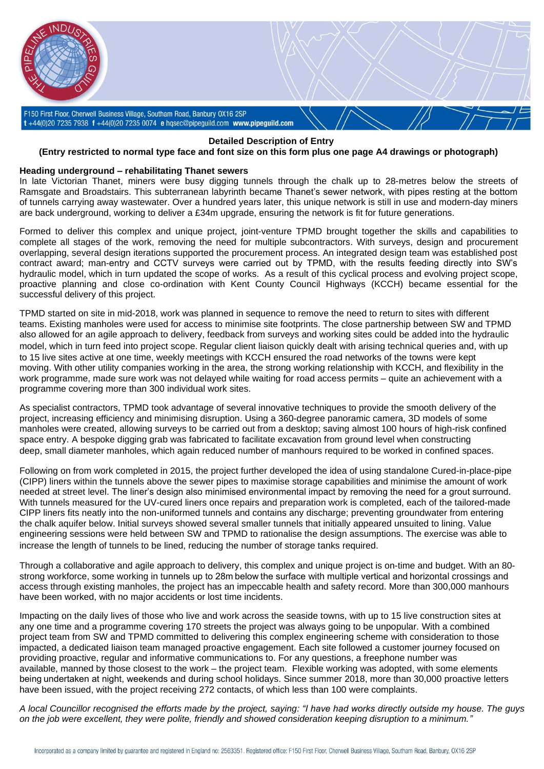**Detailed Description of Entry**

**(Entry restricted to normal type face and font size on this form plus one page A4 drawings or photograph)**

**Heading underground – rehabilitating Thanet sewers**

In late Victorian Thanet, miners were busy digging tunnels through the chalk up to 28-metres below the streets of Ramsgate and Broadstairs. This subterranean labyrinth became Thanet's sewer network, with pipes resting at the bottom of tunnels carrying away wastewater. Over a hundred years later, this unique network is still in use and modern-day miners are back underground, working to deliver a £34m upgrade, ensuring the network is fit for future generations.

Formed to deliver this complex and unique project, joint-venture TPMD brought together the skills and capabilities to complete all stages of the work, removing the need for multiple subcontractors. With surveys, design and procurement overlapping, several design iterations supported the procurement process. An integrated design team was established post contract award; man-entry and CCTV surveys were carried out by TPMD, with the results feeding directly into SW's hydraulic model, which in turn updated the scope of works. As a result of this cyclical process and evolving project scope, proactive planning and close co-ordination with Kent County Council Highways (KCCH) became essential for the successful delivery of this project.

TPMD started on site in mid-2018, work was planned in sequence to remove the need to return to sites with different teams. Existing manholes were used for access to minimise site footprints. The close partnership between SW and TPMD also allowed for an agile approach to delivery, feedback from surveys and working sites could be added into the hydraulic model, which in turn feed into project scope. Regular client liaison quickly dealt with arising technical queries and, with up to 15 live sites active at one time, weekly meetings with KCCH ensured the road networks of the towns were kept moving. With other utility companies working in the area, the strong working relationship with KCCH, and flexibility in the work programme, made sure work was not delayed while waiting for road access permits – quite an achievement with a programme covering more than 300 individual work sites.

As specialist contractors, TPMD took advantage of several innovative techniques to provide the smooth delivery of the project, increasing efficiency and minimising disruption. Using a 360-degree panoramic camera, 3D models of some manholes were created, allowing surveys to be carried out from a desktop; saving almost 100 hours of high-risk confined space entry. A bespoke digging grab was fabricated to facilitate excavation from ground level when constructing deep, small diameter manholes, which again reduced number of manhours required to be worked in confined spaces.

Following on from work completed in 2015, the project further developed the idea of using standalone Cured-in-place-pipe (CIPP) liners within the tunnels above the sewer pipes to maximise storage capabilities and minimise the amount of work needed at street level. The liner's design also minimised environmental impact by removing the need for a grout surround. With tunnels measured for the UV-cured liners once repairs and preparation work is completed, each of the tailored-made CIPP liners fits neatly into the non-uniformed tunnels and contains any discharge; preventing groundwater from entering the chalk aquifer below. Initial surveys showed several smaller tunnels that initially appeared unsuited to lining. Value engineering sessions were held between SW and TPMD to rationalise the design assumptions. The exercise was able to increase the length of tunnels to be lined, reducing the number of storage tanks required.

Through a collaborative and agile approach to delivery, this complex and unique project is on-time and budget. With an 80-strong workforce, some working in tunnels up to 28m below the surface with multiple vertical and horizontal crossings and access through existing manholes, the project has an impeccable health and safety record. More than 300,000 manhours have been worked, with no major accidents or lost time incidents.

Impacting on the daily lives of those who live and work across the seaside towns, with up to 15 live construction sites at any one time and a programme covering 170 streets the project was always going to be unpopular. With a combined project team from SW and TPMD committed to delivering this complex engineering scheme with consideration to those impacted, a dedicated liaison team managed proactive engagement. Each site followed a customer journey focused on providing proactive, regular and informative communications to. For any questions, a freephone number was available, manned by those closest to the work – the project team. Flexible working was adopted, with some elements being undertaken at night, weekends and during school holidays. Since summer 2018, more than 30,000 proactive letters have been issued, with the project receiving 272 contacts, of which less than 100 were complaints.

*A local Councillor recognised the efforts made by the project, saying: "I have had works directly outside my house. The guys on the job were excellent, they were polite, friendly and showed consideration keeping disruption to a minimum."*